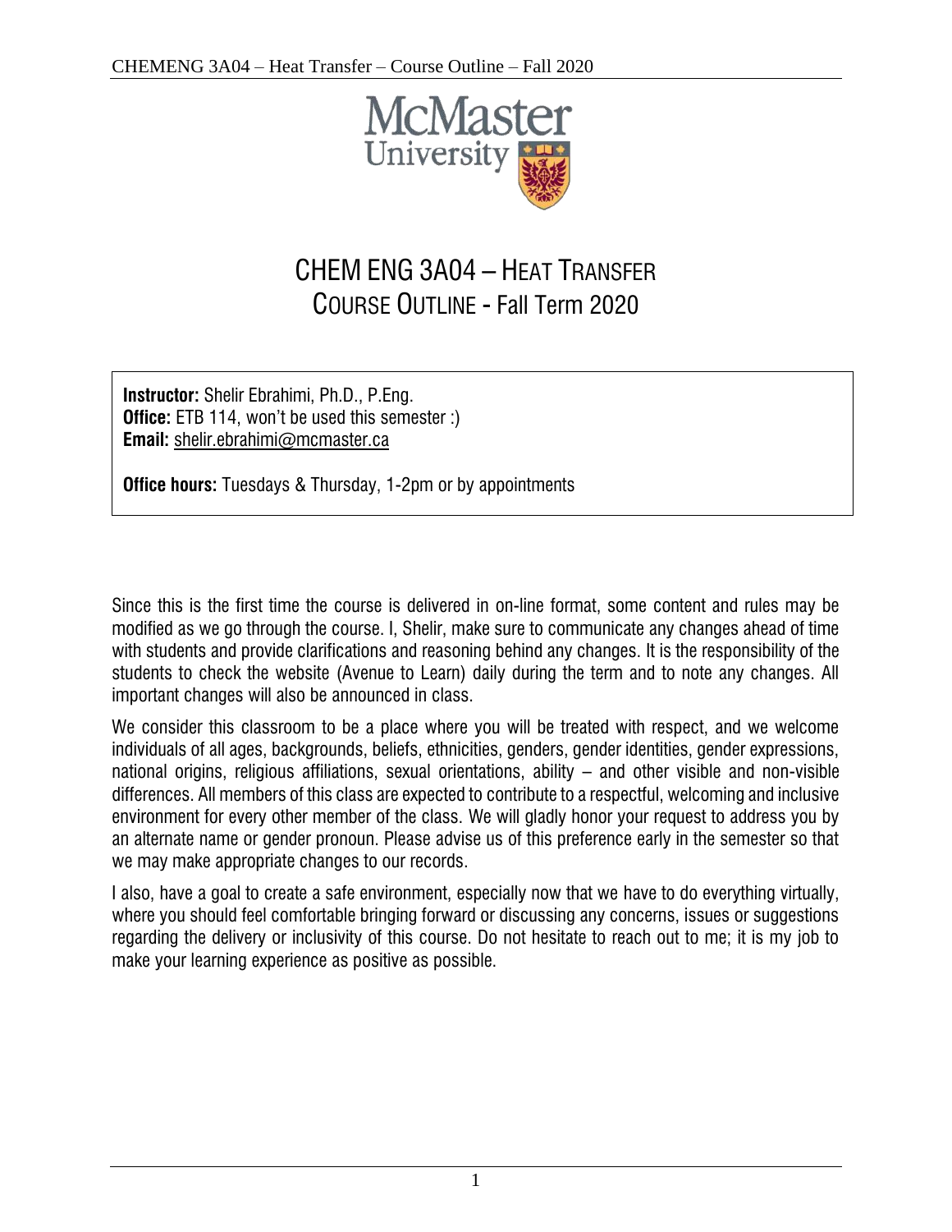# CHEM ENG 3A04 – HEAT TRANSFER
## COURSE OUTLINE - Fall Term 2020

**Instructor:** Shelir Ebrahimi, Ph.D., P.Eng.
**Office:** ETB 114, won't be used this semester :)
**Email:** shelir.ebrahimi@mcmaster.ca

**Office hours:** Tuesdays & Thursday, 1-2pm or by appointments

Since this is the first time the course is delivered in on-line format, some content and rules may be modified as we go through the course. I, Shelir, make sure to communicate any changes ahead of time with students and provide clarifications and reasoning behind any changes. It is the responsibility of the students to check the website (Avenue to Learn) daily during the term and to note any changes. All important changes will also be announced in class.

We consider this classroom to be a place where you will be treated with respect, and we welcome individuals of all ages, backgrounds, beliefs, ethnicities, genders, gender identities, gender expressions, national origins, religious affiliations, sexual orientations, ability – and other visible and non-visible differences. All members of this class are expected to contribute to a respectful, welcoming and inclusive environment for every other member of the class. We will gladly honor your request to address you by an alternate name or gender pronoun. Please advise us of this preference early in the semester so that we may make appropriate changes to our records.

I also, have a goal to create a safe environment, especially now that we have to do everything virtually, where you should feel comfortable bringing forward or discussing any concerns, issues or suggestions regarding the delivery or inclusivity of this course. Do not hesitate to reach out to me; it is my job to make your learning experience as positive as possible.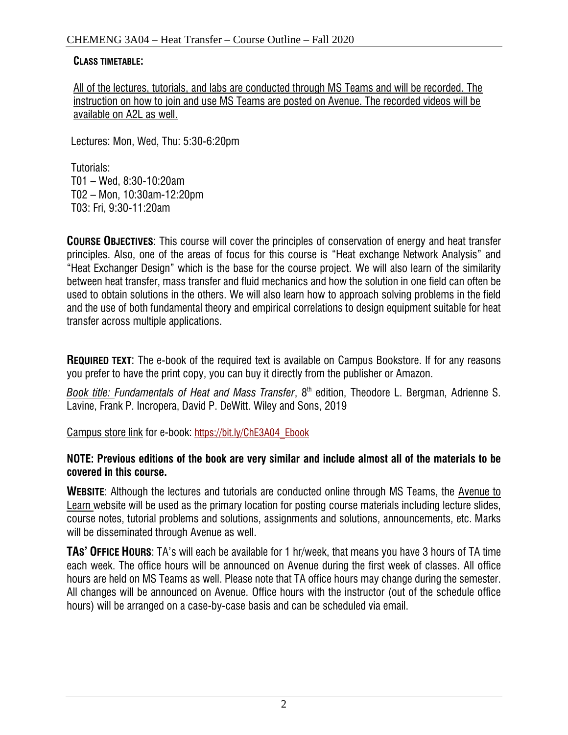**CLASS TIMETABLE:**

All of the lectures, tutorials, and labs are conducted through MS Teams and will be recorded. The instruction on how to join and use MS Teams are posted on Avenue. The recorded videos will be available on A2L as well.

Lectures: Mon, Wed, Thu: 5:30-6:20pm

Tutorials:
T01 – Wed, 8:30-10:20am
T02 – Mon, 10:30am-12:20pm
T03: Fri, 9:30-11:20am

**COURSE OBJECTIVES**: This course will cover the principles of conservation of energy and heat transfer principles. Also, one of the areas of focus for this course is "Heat exchange Network Analysis" and "Heat Exchanger Design" which is the base for the course project. We will also learn of the similarity between heat transfer, mass transfer and fluid mechanics and how the solution in one field can often be used to obtain solutions in the others. We will also learn how to approach solving problems in the field and the use of both fundamental theory and empirical correlations to design equipment suitable for heat transfer across multiple applications.

**REQUIRED TEXT**: The e-book of the required text is available on Campus Bookstore. If for any reasons you prefer to have the print copy, you can buy it directly from the publisher or Amazon.

*Book title: Fundamentals of Heat and Mass Transfer*, 8th edition, Theodore L. Bergman, Adrienne S. Lavine, Frank P. Incropera, David P. DeWitt. Wiley and Sons, 2019

Campus store link for e-book: https://bit.ly/ChE3A04_Ebook

**NOTE: Previous editions of the book are very similar and include almost all of the materials to be covered in this course.**

**WEBSITE**: Although the lectures and tutorials are conducted online through MS Teams, the Avenue to Learn website will be used as the primary location for posting course materials including lecture slides, course notes, tutorial problems and solutions, assignments and solutions, announcements, etc. Marks will be disseminated through Avenue as well.

**TAS' OFFICE HOURS**: TA's will each be available for 1 hr/week, that means you have 3 hours of TA time each week. The office hours will be announced on Avenue during the first week of classes. All office hours are held on MS Teams as well. Please note that TA office hours may change during the semester. All changes will be announced on Avenue. Office hours with the instructor (out of the schedule office hours) will be arranged on a case-by-case basis and can be scheduled via email.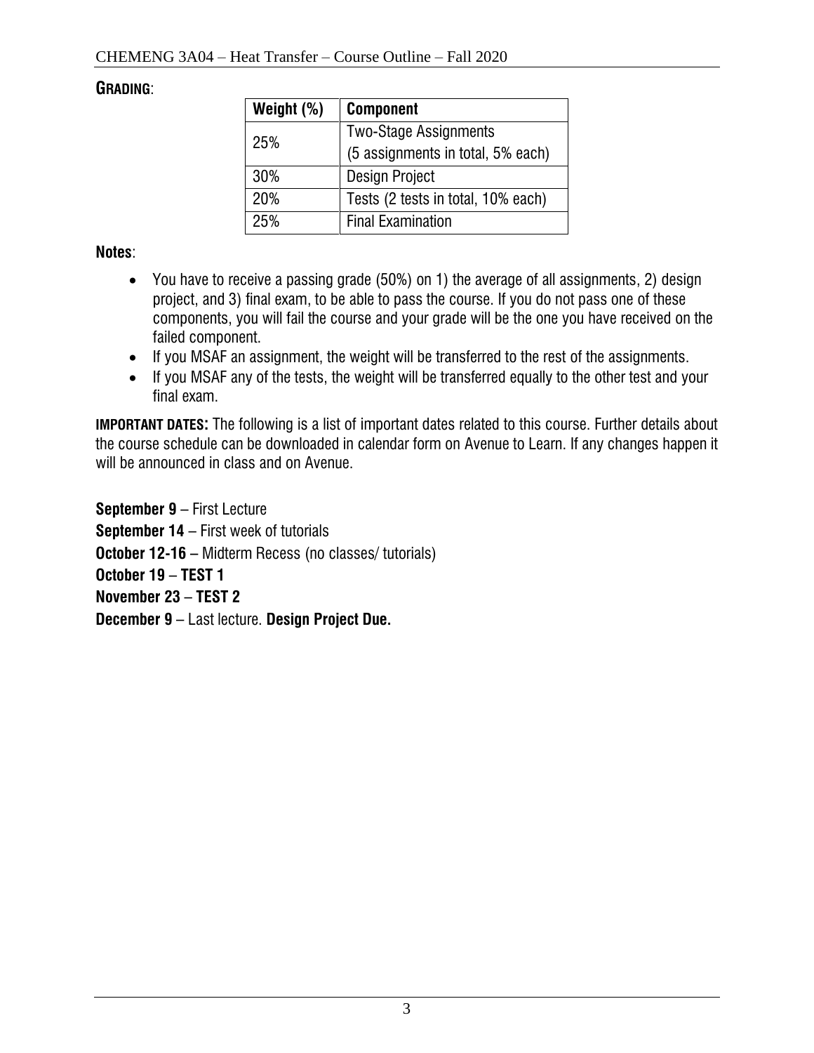## GRADING:

| Weight (%) | Component |
| --- | --- |
| 25% | Two-Stage Assignments (5 assignments in total, 5% each) |
| 30% | Design Project |
| 20% | Tests (2 tests in total, 10% each) |
| 25% | Final Examination |

**Notes**:

- You have to receive a passing grade (50%) on 1) the average of all assignments, 2) design project, and 3) final exam, to be able to pass the course. If you do not pass one of these components, you will fail the course and your grade will be the one you have received on the failed component.
- If you MSAF an assignment, the weight will be transferred to the rest of the assignments.
- If you MSAF any of the tests, the weight will be transferred equally to the other test and your final exam.

**IMPORTANT DATES:** The following is a list of important dates related to this course. Further details about the course schedule can be downloaded in calendar form on Avenue to Learn. If any changes happen it will be announced in class and on Avenue.

**September 9** – First Lecture
**September 14** – First week of tutorials
**October 12-16** – Midterm Recess (no classes/ tutorials)
**October 19** – **TEST 1**
**November 23** – **TEST 2**
**December 9** – Last lecture. **Design Project Due.**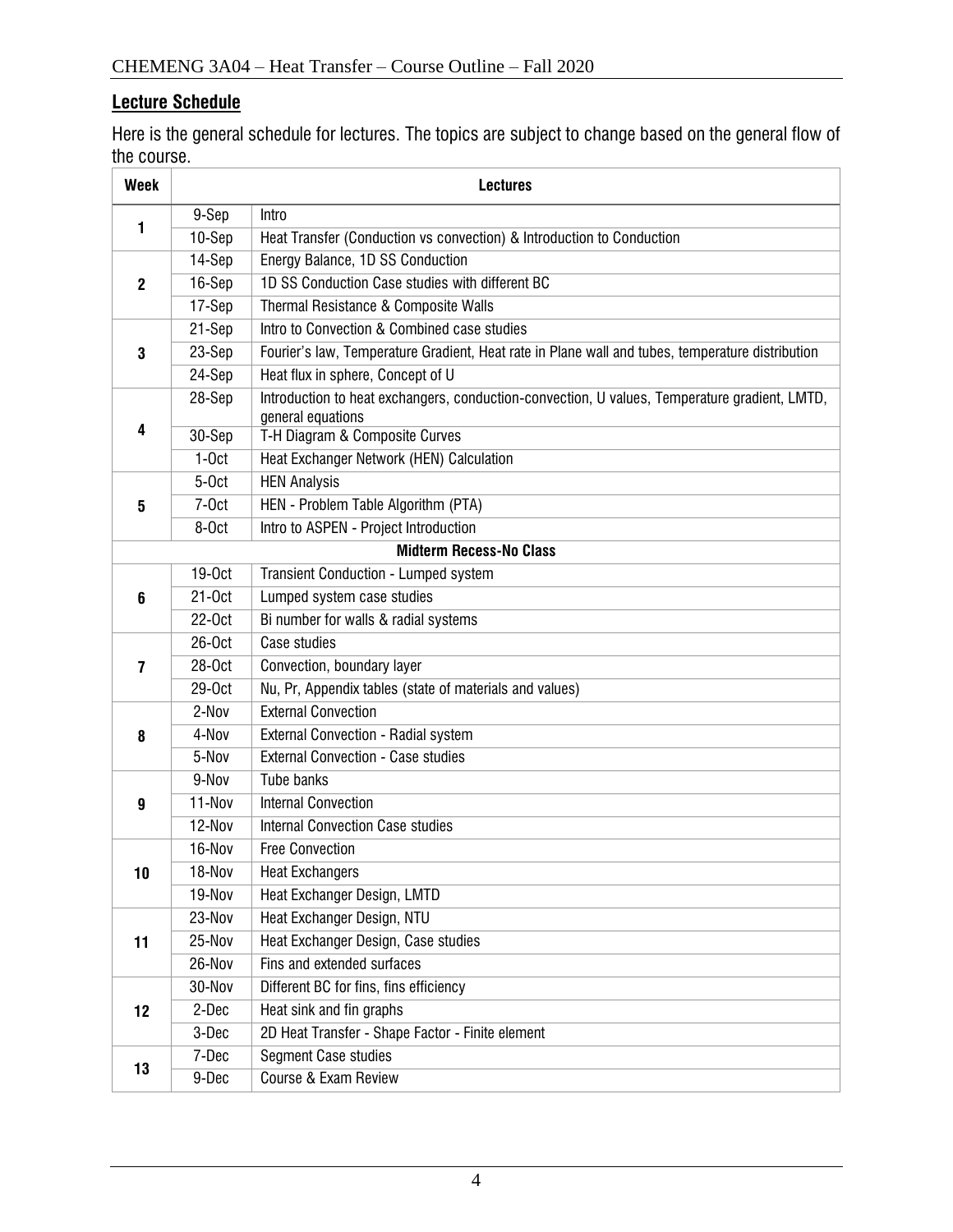## Lecture Schedule

Here is the general schedule for lectures. The topics are subject to change based on the general flow of the course.

| Week | Lectures | |
|---|---|---|
| 1 | 9-Sep | Intro |
| | 10-Sep | Heat Transfer (Conduction vs convection) & Introduction to Conduction |
| 2 | 14-Sep | Energy Balance, 1D SS Conduction |
| | 16-Sep | 1D SS Conduction Case studies with different BC |
| | 17-Sep | Thermal Resistance & Composite Walls |
| 3 | 21-Sep | Intro to Convection & Combined case studies |
| | 23-Sep | Fourier's law, Temperature Gradient, Heat rate in Plane wall and tubes, temperature distribution |
| | 24-Sep | Heat flux in sphere, Concept of U |
| 4 | 28-Sep | Introduction to heat exchangers, conduction-convection, U values, Temperature gradient, LMTD, general equations |
| | 30-Sep | T-H Diagram & Composite Curves |
| | 1-Oct | Heat Exchanger Network (HEN) Calculation |
| 5 | 5-Oct | HEN Analysis |
| | 7-Oct | HEN - Problem Table Algorithm (PTA) |
| | 8-Oct | Intro to ASPEN - Project Introduction |
| **Midterm Recess-No Class** | | |
| 6 | 19-Oct | Transient Conduction - Lumped system |
| | 21-Oct | Lumped system case studies |
| | 22-Oct | Bi number for walls & radial systems |
| 7 | 26-Oct | Case studies |
| | 28-Oct | Convection, boundary layer |
| | 29-Oct | Nu, Pr, Appendix tables (state of materials and values) |
| 8 | 2-Nov | External Convection |
| | 4-Nov | External Convection - Radial system |
| | 5-Nov | External Convection - Case studies |
| 9 | 9-Nov | Tube banks |
| | 11-Nov | Internal Convection |
| | 12-Nov | Internal Convection Case studies |
| 10 | 16-Nov | Free Convection |
| | 18-Nov | Heat Exchangers |
| | 19-Nov | Heat Exchanger Design, LMTD |
| 11 | 23-Nov | Heat Exchanger Design, NTU |
| | 25-Nov | Heat Exchanger Design, Case studies |
| | 26-Nov | Fins and extended surfaces |
| 12 | 30-Nov | Different BC for fins, fins efficiency |
| | 2-Dec | Heat sink and fin graphs |
| | 3-Dec | 2D Heat Transfer - Shape Factor - Finite element |
| 13 | 7-Dec | Segment Case studies |
| | 9-Dec | Course & Exam Review |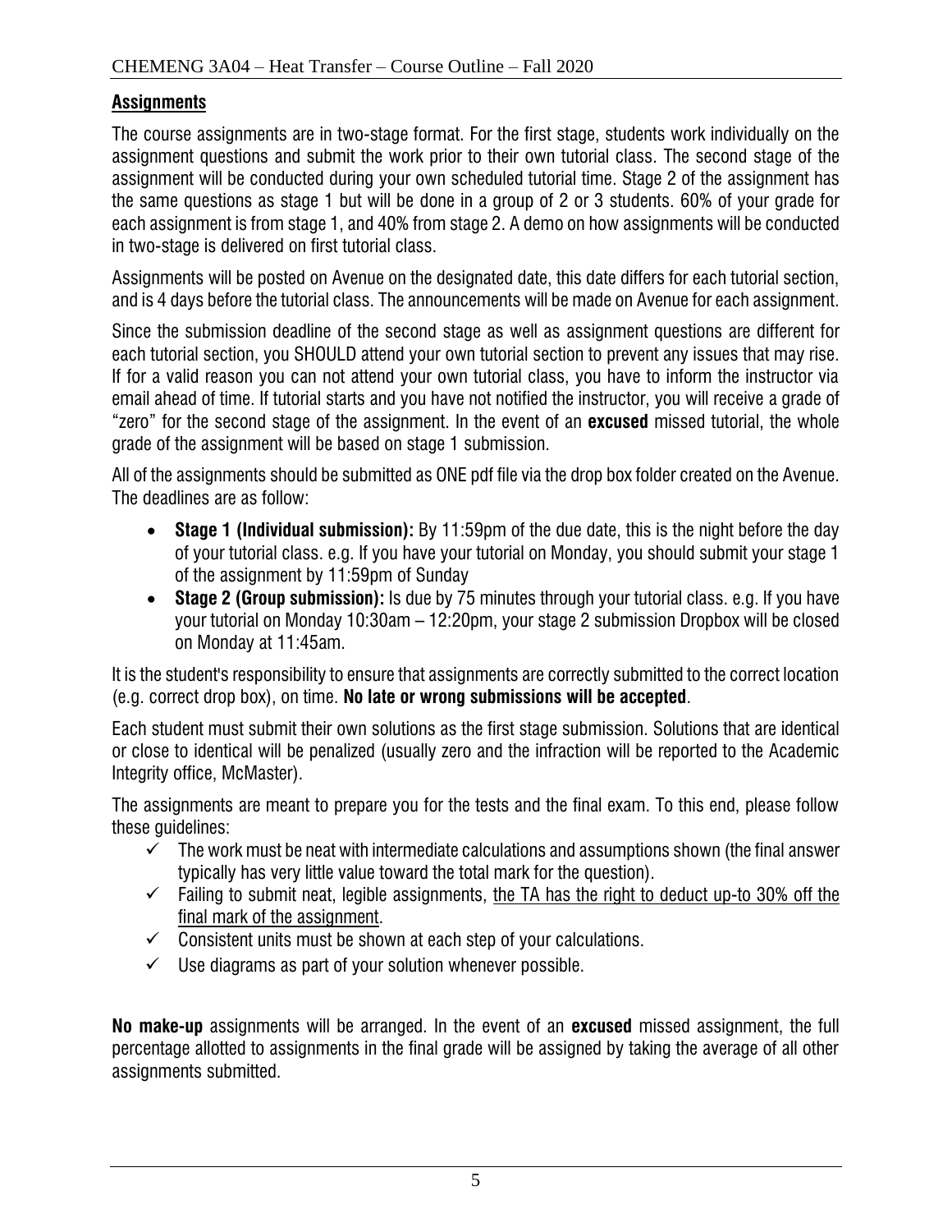## Assignments

The course assignments are in two-stage format. For the first stage, students work individually on the assignment questions and submit the work prior to their own tutorial class. The second stage of the assignment will be conducted during your own scheduled tutorial time. Stage 2 of the assignment has the same questions as stage 1 but will be done in a group of 2 or 3 students. 60% of your grade for each assignment is from stage 1, and 40% from stage 2. A demo on how assignments will be conducted in two-stage is delivered on first tutorial class.

Assignments will be posted on Avenue on the designated date, this date differs for each tutorial section, and is 4 days before the tutorial class. The announcements will be made on Avenue for each assignment.

Since the submission deadline of the second stage as well as assignment questions are different for each tutorial section, you SHOULD attend your own tutorial section to prevent any issues that may rise. If for a valid reason you can not attend your own tutorial class, you have to inform the instructor via email ahead of time. If tutorial starts and you have not notified the instructor, you will receive a grade of "zero" for the second stage of the assignment. In the event of an **excused** missed tutorial, the whole grade of the assignment will be based on stage 1 submission.

All of the assignments should be submitted as ONE pdf file via the drop box folder created on the Avenue. The deadlines are as follow:

- **Stage 1 (Individual submission):** By 11:59pm of the due date, this is the night before the day of your tutorial class. e.g. If you have your tutorial on Monday, you should submit your stage 1 of the assignment by 11:59pm of Sunday
- **Stage 2 (Group submission):** Is due by 75 minutes through your tutorial class. e.g. If you have your tutorial on Monday 10:30am – 12:20pm, your stage 2 submission Dropbox will be closed on Monday at 11:45am.

It is the student's responsibility to ensure that assignments are correctly submitted to the correct location (e.g. correct drop box), on time. **No late or wrong submissions will be accepted**.

Each student must submit their own solutions as the first stage submission. Solutions that are identical or close to identical will be penalized (usually zero and the infraction will be reported to the Academic Integrity office, McMaster).

The assignments are meant to prepare you for the tests and the final exam. To this end, please follow these guidelines:

- ✓ The work must be neat with intermediate calculations and assumptions shown (the final answer typically has very little value toward the total mark for the question).
- ✓ Failing to submit neat, legible assignments, <u>the TA has the right to deduct up-to 30% off the final mark of the assignment</u>.
- ✓ Consistent units must be shown at each step of your calculations.
- ✓ Use diagrams as part of your solution whenever possible.

**No make-up** assignments will be arranged. In the event of an **excused** missed assignment, the full percentage allotted to assignments in the final grade will be assigned by taking the average of all other assignments submitted.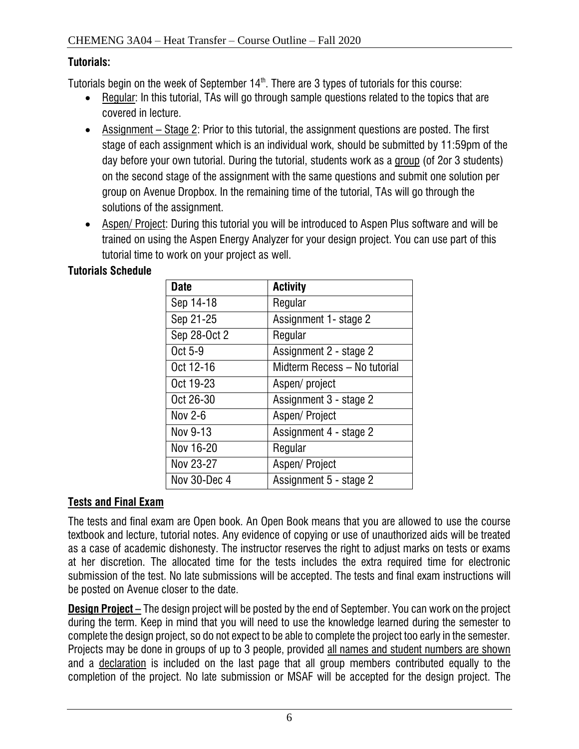**Tutorials:**

Tutorials begin on the week of September 14th. There are 3 types of tutorials for this course:

- Regular: In this tutorial, TAs will go through sample questions related to the topics that are covered in lecture.
- Assignment – Stage 2: Prior to this tutorial, the assignment questions are posted. The first stage of each assignment which is an individual work, should be submitted by 11:59pm of the day before your own tutorial. During the tutorial, students work as a group (of 2or 3 students) on the second stage of the assignment with the same questions and submit one solution per group on Avenue Dropbox. In the remaining time of the tutorial, TAs will go through the solutions of the assignment.
- Aspen/ Project: During this tutorial you will be introduced to Aspen Plus software and will be trained on using the Aspen Energy Analyzer for your design project. You can use part of this tutorial time to work on your project as well.

**Tutorials Schedule**

| Date | Activity |
|---|---|
| Sep 14-18 | Regular |
| Sep 21-25 | Assignment 1- stage 2 |
| Sep 28-Oct 2 | Regular |
| Oct 5-9 | Assignment 2 - stage 2 |
| Oct 12-16 | Midterm Recess – No tutorial |
| Oct 19-23 | Aspen/ project |
| Oct 26-30 | Assignment 3 - stage 2 |
| Nov 2-6 | Aspen/ Project |
| Nov 9-13 | Assignment 4 - stage 2 |
| Nov 16-20 | Regular |
| Nov 23-27 | Aspen/ Project |
| Nov 30-Dec 4 | Assignment 5 - stage 2 |

**Tests and Final Exam**

The tests and final exam are Open book. An Open Book means that you are allowed to use the course textbook and lecture, tutorial notes. Any evidence of copying or use of unauthorized aids will be treated as a case of academic dishonesty. The instructor reserves the right to adjust marks on tests or exams at her discretion. The allocated time for the tests includes the extra required time for electronic submission of the test. No late submissions will be accepted. The tests and final exam instructions will be posted on Avenue closer to the date.

**Design Project –** The design project will be posted by the end of September. You can work on the project during the term. Keep in mind that you will need to use the knowledge learned during the semester to complete the design project, so do not expect to be able to complete the project too early in the semester. Projects may be done in groups of up to 3 people, provided all names and student numbers are shown and a declaration is included on the last page that all group members contributed equally to the completion of the project. No late submission or MSAF will be accepted for the design project. The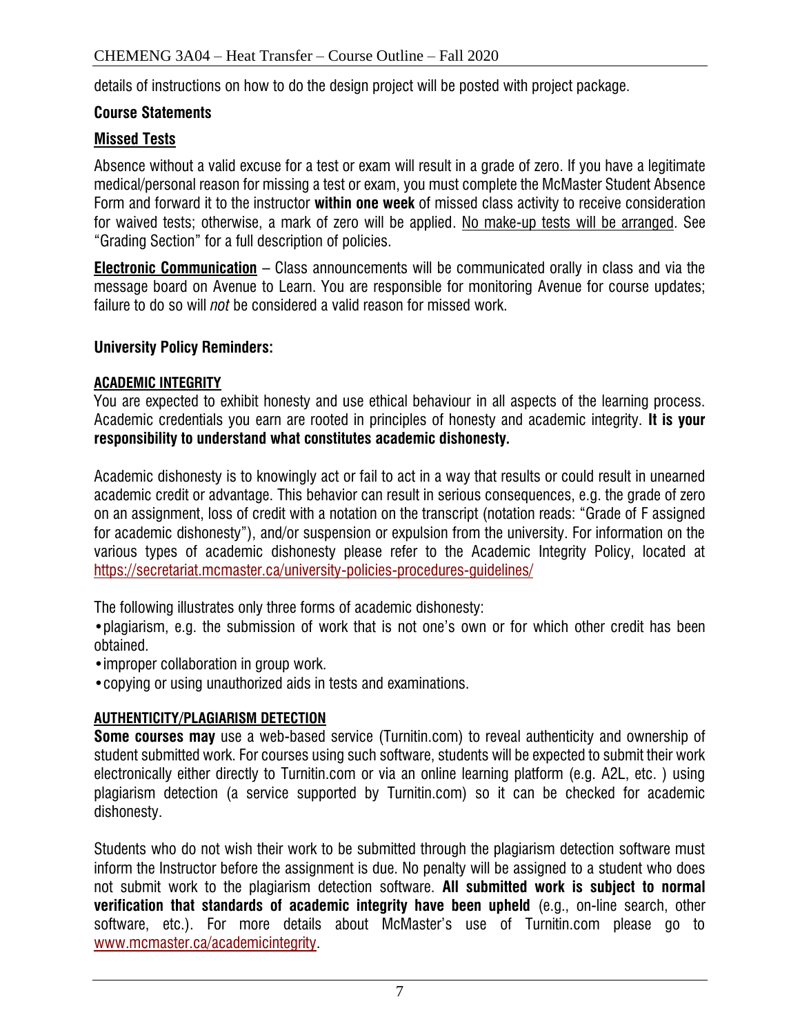details of instructions on how to do the design project will be posted with project package.

### Course Statements

#### Missed Tests

Absence without a valid excuse for a test or exam will result in a grade of zero. If you have a legitimate medical/personal reason for missing a test or exam, you must complete the McMaster Student Absence Form and forward it to the instructor **within one week** of missed class activity to receive consideration for waived tests; otherwise, a mark of zero will be applied. No make-up tests will be arranged. See "Grading Section" for a full description of policies.

**Electronic Communication** – Class announcements will be communicated orally in class and via the message board on Avenue to Learn. You are responsible for monitoring Avenue for course updates; failure to do so will *not* be considered a valid reason for missed work.

### University Policy Reminders:

#### ACADEMIC INTEGRITY

You are expected to exhibit honesty and use ethical behaviour in all aspects of the learning process. Academic credentials you earn are rooted in principles of honesty and academic integrity. **It is your responsibility to understand what constitutes academic dishonesty.**

Academic dishonesty is to knowingly act or fail to act in a way that results or could result in unearned academic credit or advantage. This behavior can result in serious consequences, e.g. the grade of zero on an assignment, loss of credit with a notation on the transcript (notation reads: "Grade of F assigned for academic dishonesty"), and/or suspension or expulsion from the university. For information on the various types of academic dishonesty please refer to the Academic Integrity Policy, located at https://secretariat.mcmaster.ca/university-policies-procedures-guidelines/

The following illustrates only three forms of academic dishonesty:

- plagiarism, e.g. the submission of work that is not one's own or for which other credit has been obtained.
- improper collaboration in group work.
- copying or using unauthorized aids in tests and examinations.

#### AUTHENTICITY/PLAGIARISM DETECTION

**Some courses may** use a web-based service (Turnitin.com) to reveal authenticity and ownership of student submitted work. For courses using such software, students will be expected to submit their work electronically either directly to Turnitin.com or via an online learning platform (e.g. A2L, etc. ) using plagiarism detection (a service supported by Turnitin.com) so it can be checked for academic dishonesty.

Students who do not wish their work to be submitted through the plagiarism detection software must inform the Instructor before the assignment is due. No penalty will be assigned to a student who does not submit work to the plagiarism detection software. **All submitted work is subject to normal verification that standards of academic integrity have been upheld** (e.g., on-line search, other software, etc.). For more details about McMaster's use of Turnitin.com please go to www.mcmaster.ca/academicintegrity.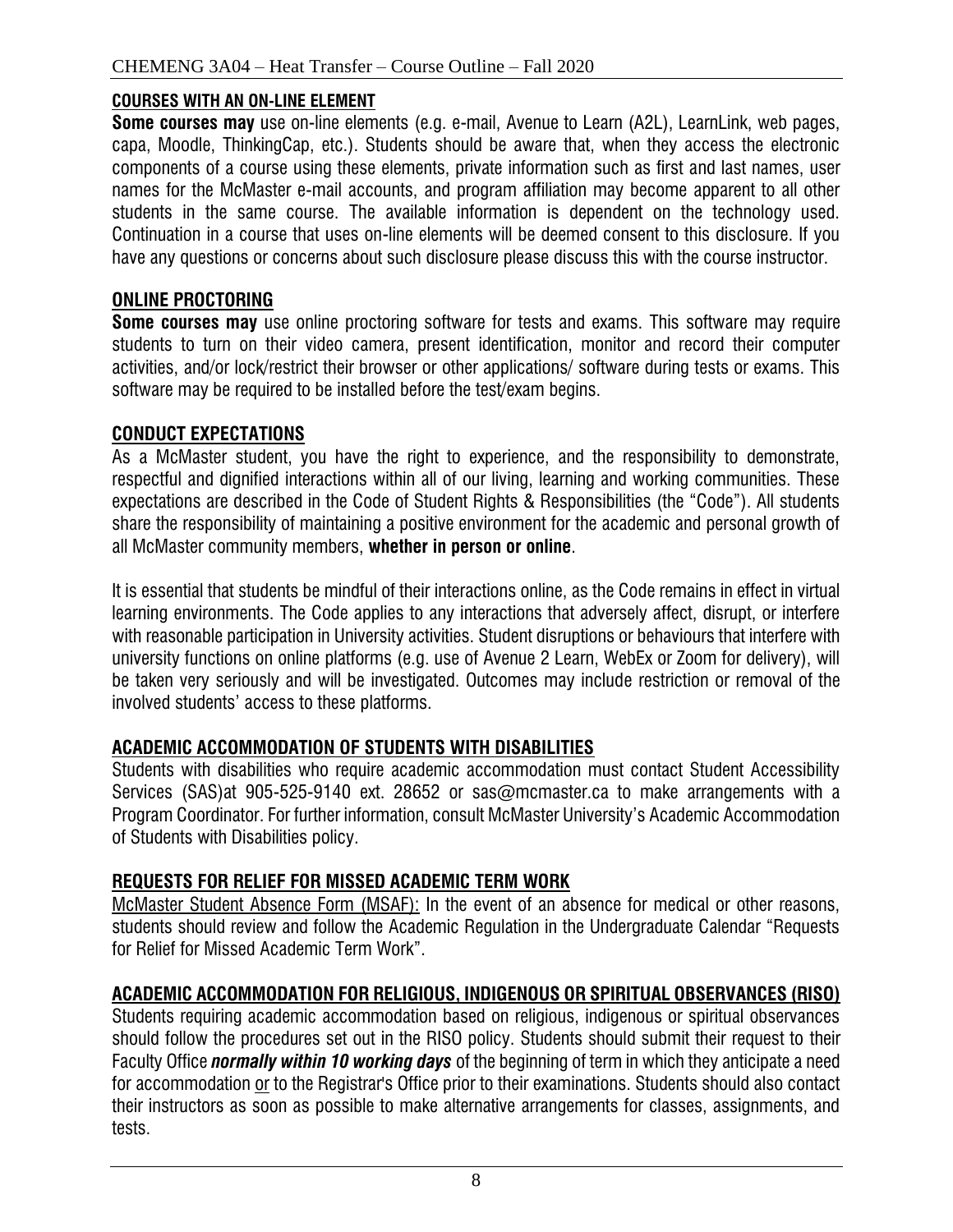## COURSES WITH AN ON-LINE ELEMENT

**Some courses may** use on-line elements (e.g. e-mail, Avenue to Learn (A2L), LearnLink, web pages, capa, Moodle, ThinkingCap, etc.). Students should be aware that, when they access the electronic components of a course using these elements, private information such as first and last names, user names for the McMaster e-mail accounts, and program affiliation may become apparent to all other students in the same course. The available information is dependent on the technology used. Continuation in a course that uses on-line elements will be deemed consent to this disclosure. If you have any questions or concerns about such disclosure please discuss this with the course instructor.

## ONLINE PROCTORING

**Some courses may** use online proctoring software for tests and exams. This software may require students to turn on their video camera, present identification, monitor and record their computer activities, and/or lock/restrict their browser or other applications/ software during tests or exams. This software may be required to be installed before the test/exam begins.

## CONDUCT EXPECTATIONS

As a McMaster student, you have the right to experience, and the responsibility to demonstrate, respectful and dignified interactions within all of our living, learning and working communities. These expectations are described in the Code of Student Rights & Responsibilities (the "Code"). All students share the responsibility of maintaining a positive environment for the academic and personal growth of all McMaster community members, **whether in person or online**.

It is essential that students be mindful of their interactions online, as the Code remains in effect in virtual learning environments. The Code applies to any interactions that adversely affect, disrupt, or interfere with reasonable participation in University activities. Student disruptions or behaviours that interfere with university functions on online platforms (e.g. use of Avenue 2 Learn, WebEx or Zoom for delivery), will be taken very seriously and will be investigated. Outcomes may include restriction or removal of the involved students' access to these platforms.

## ACADEMIC ACCOMMODATION OF STUDENTS WITH DISABILITIES

Students with disabilities who require academic accommodation must contact Student Accessibility Services (SAS)at 905-525-9140 ext. 28652 or sas@mcmaster.ca to make arrangements with a Program Coordinator. For further information, consult McMaster University's Academic Accommodation of Students with Disabilities policy.

## REQUESTS FOR RELIEF FOR MISSED ACADEMIC TERM WORK

McMaster Student Absence Form (MSAF): In the event of an absence for medical or other reasons, students should review and follow the Academic Regulation in the Undergraduate Calendar "Requests for Relief for Missed Academic Term Work".

## ACADEMIC ACCOMMODATION FOR RELIGIOUS, INDIGENOUS OR SPIRITUAL OBSERVANCES (RISO)

Students requiring academic accommodation based on religious, indigenous or spiritual observances should follow the procedures set out in the RISO policy. Students should submit their request to their Faculty Office ***normally within 10 working days*** of the beginning of term in which they anticipate a need for accommodation or to the Registrar's Office prior to their examinations. Students should also contact their instructors as soon as possible to make alternative arrangements for classes, assignments, and tests.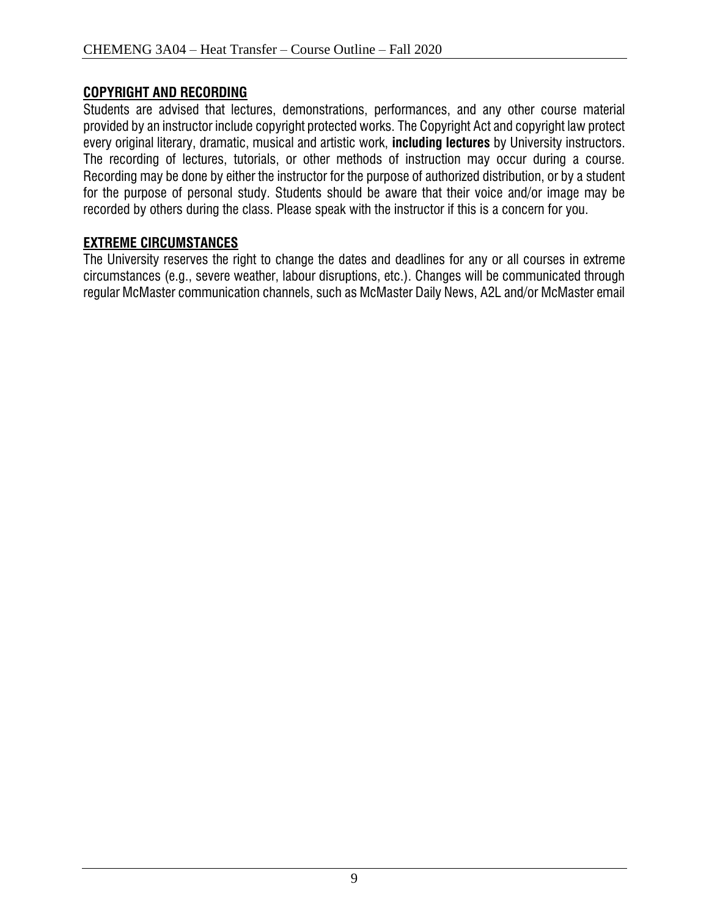## COPYRIGHT AND RECORDING

Students are advised that lectures, demonstrations, performances, and any other course material provided by an instructor include copyright protected works. The Copyright Act and copyright law protect every original literary, dramatic, musical and artistic work, **including lectures** by University instructors. The recording of lectures, tutorials, or other methods of instruction may occur during a course. Recording may be done by either the instructor for the purpose of authorized distribution, or by a student for the purpose of personal study. Students should be aware that their voice and/or image may be recorded by others during the class. Please speak with the instructor if this is a concern for you.

## EXTREME CIRCUMSTANCES

The University reserves the right to change the dates and deadlines for any or all courses in extreme circumstances (e.g., severe weather, labour disruptions, etc.). Changes will be communicated through regular McMaster communication channels, such as McMaster Daily News, A2L and/or McMaster email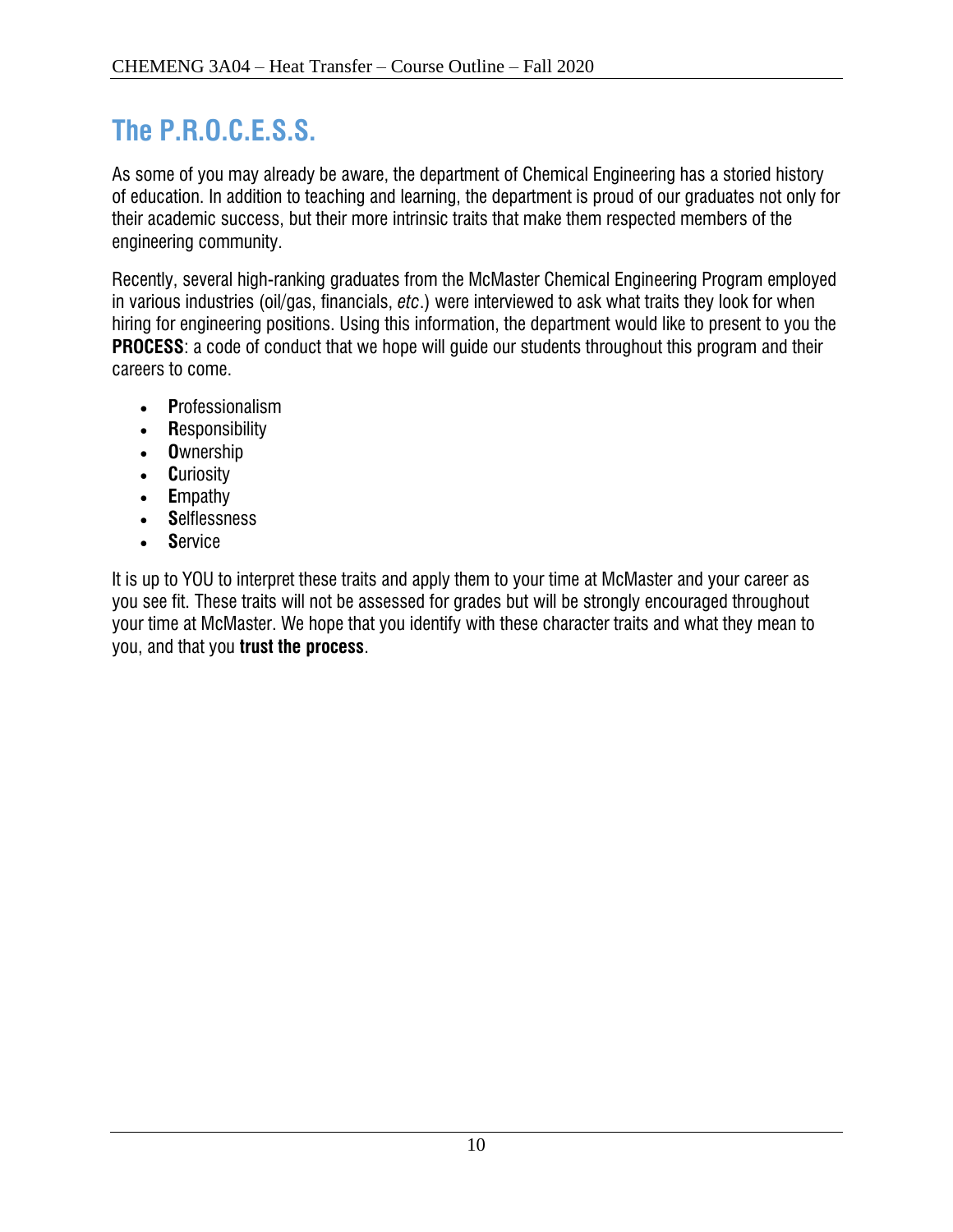# The P.R.O.C.E.S.S.

As some of you may already be aware, the department of Chemical Engineering has a storied history of education. In addition to teaching and learning, the department is proud of our graduates not only for their academic success, but their more intrinsic traits that make them respected members of the engineering community.

Recently, several high-ranking graduates from the McMaster Chemical Engineering Program employed in various industries (oil/gas, financials, *etc*.) were interviewed to ask what traits they look for when hiring for engineering positions. Using this information, the department would like to present to you the **PROCESS**: a code of conduct that we hope will guide our students throughout this program and their careers to come.

- **P**rofessionalism
- **R**esponsibility
- **O**wnership
- **C**uriosity
- **E**mpathy
- **S**elflessness
- **S**ervice

It is up to YOU to interpret these traits and apply them to your time at McMaster and your career as you see fit. These traits will not be assessed for grades but will be strongly encouraged throughout your time at McMaster. We hope that you identify with these character traits and what they mean to you, and that you **trust the process**.